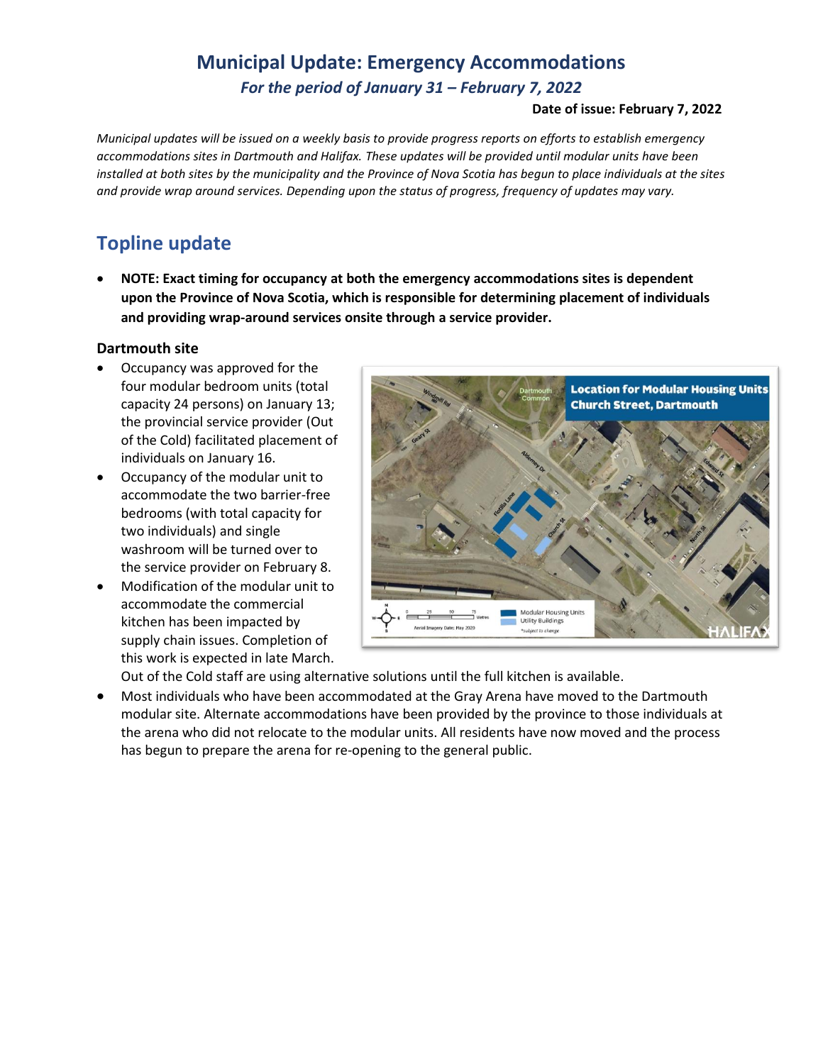# Municipal Update: Emergency Accommodations

*For the period of January 31 – February 7, 2022*

**Date of issue: February 7, 2022**

*Municipal updates will be issued on a weekly basis to provide progress reports on efforts to establish emergency accommodations sites in Dartmouth and Halifax. These updates will be provided until modular units have been installed at both sites by the municipality and the Province of Nova Scotia has begun to place individuals at the sites and provide wrap around services. Depending upon the status of progress, frequency of updates may vary.*

## Topline update

- **NOTE: Exact timing for occupancy at both the emergency accommodations sites is dependent upon the Province of Nova Scotia, which is responsible for determining placement of individuals and providing wrap-around services onsite through a service provider.**

### Dartmouth site

- Occupancy was approved for the four modular bedroom units (total capacity 24 persons) on January 13; the provincial service provider (Out of the Cold) facilitated placement of individuals on January 16.
- Occupancy of the modular unit to accommodate the two barrier-free bedrooms (with total capacity for two individuals) and single washroom will be turned over to the service provider on February 8.
- Modification of the modular unit to accommodate the commercial kitchen has been impacted by supply chain issues. Completion of this work is expected in late March. Out of the Cold staff are using alternative solutions until the full kitchen is available.
- Most individuals who have been accommodated at the Gray Arena have moved to the Dartmouth modular site. Alternate accommodations have been provided by the province to those individuals at the arena who did not relocate to the modular units. All residents have now moved and the process has begun to prepare the arena for re-opening to the general public.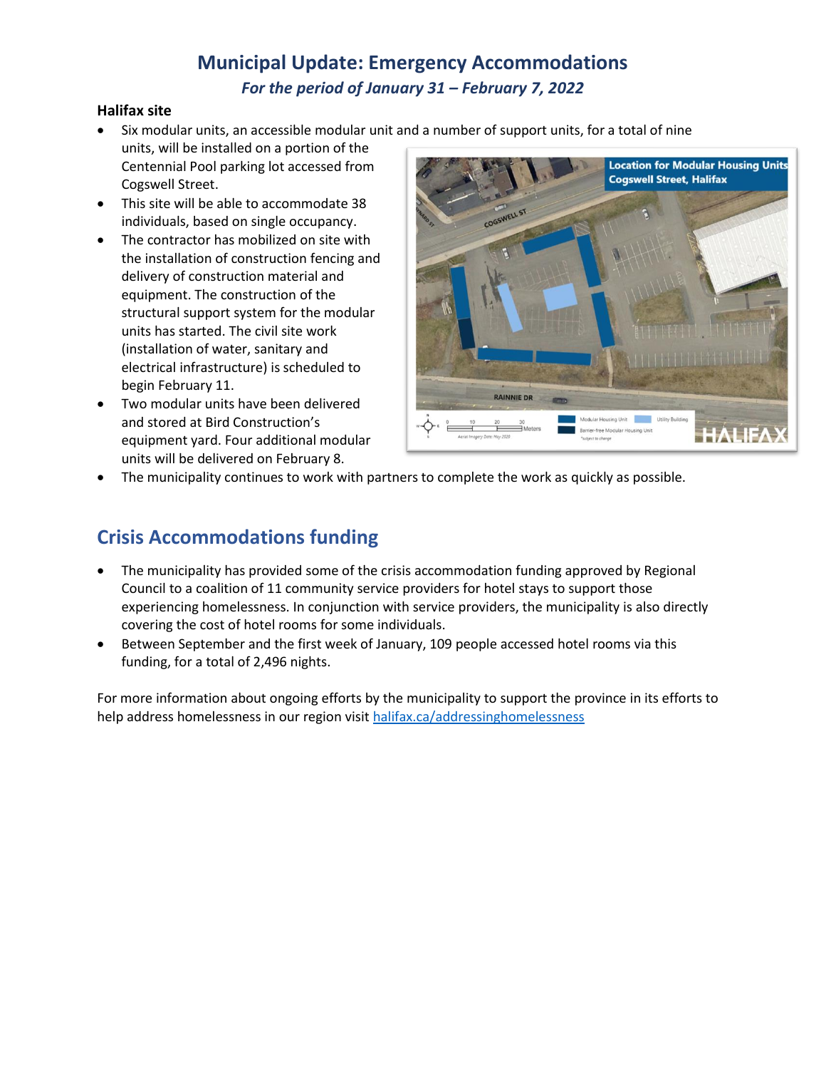# Municipal Update: Emergency Accommodations

## *For the period of January 31 – February 7, 2022*

**Halifax site**

- Six modular units, an accessible modular unit and a number of support units, for a total of nine units, will be installed on a portion of the Centennial Pool parking lot accessed from Cogswell Street.
- This site will be able to accommodate 38 individuals, based on single occupancy.
- The contractor has mobilized on site with the installation of construction fencing and delivery of construction material and equipment. The construction of the structural support system for the modular units has started. The civil site work (installation of water, sanitary and electrical infrastructure) is scheduled to begin February 11.
- Two modular units have been delivered and stored at Bird Construction's equipment yard. Four additional modular units will be delivered on February 8.
- The municipality continues to work with partners to complete the work as quickly as possible.

Location for Modular Housing Units
Cogswell Street, Halifax

COGSWELL ST

RAINNIE DR

0 10 20 30 Meters

Aerial Imagery Date: May 2020

Modular Housing Unit

Utility Building

Barrier-free Modular Housing Unit

*subject to change

HALIFAX

## Crisis Accommodations funding

- The municipality has provided some of the crisis accommodation funding approved by Regional Council to a coalition of 11 community service providers for hotel stays to support those experiencing homelessness. In conjunction with service providers, the municipality is also directly covering the cost of hotel rooms for some individuals.
- Between September and the first week of January, 109 people accessed hotel rooms via this funding, for a total of 2,496 nights.

For more information about ongoing efforts by the municipality to support the province in its efforts to help address homelessness in our region visit [halifax.ca/addressinghomelessness](halifax.ca/addressinghomelessness)